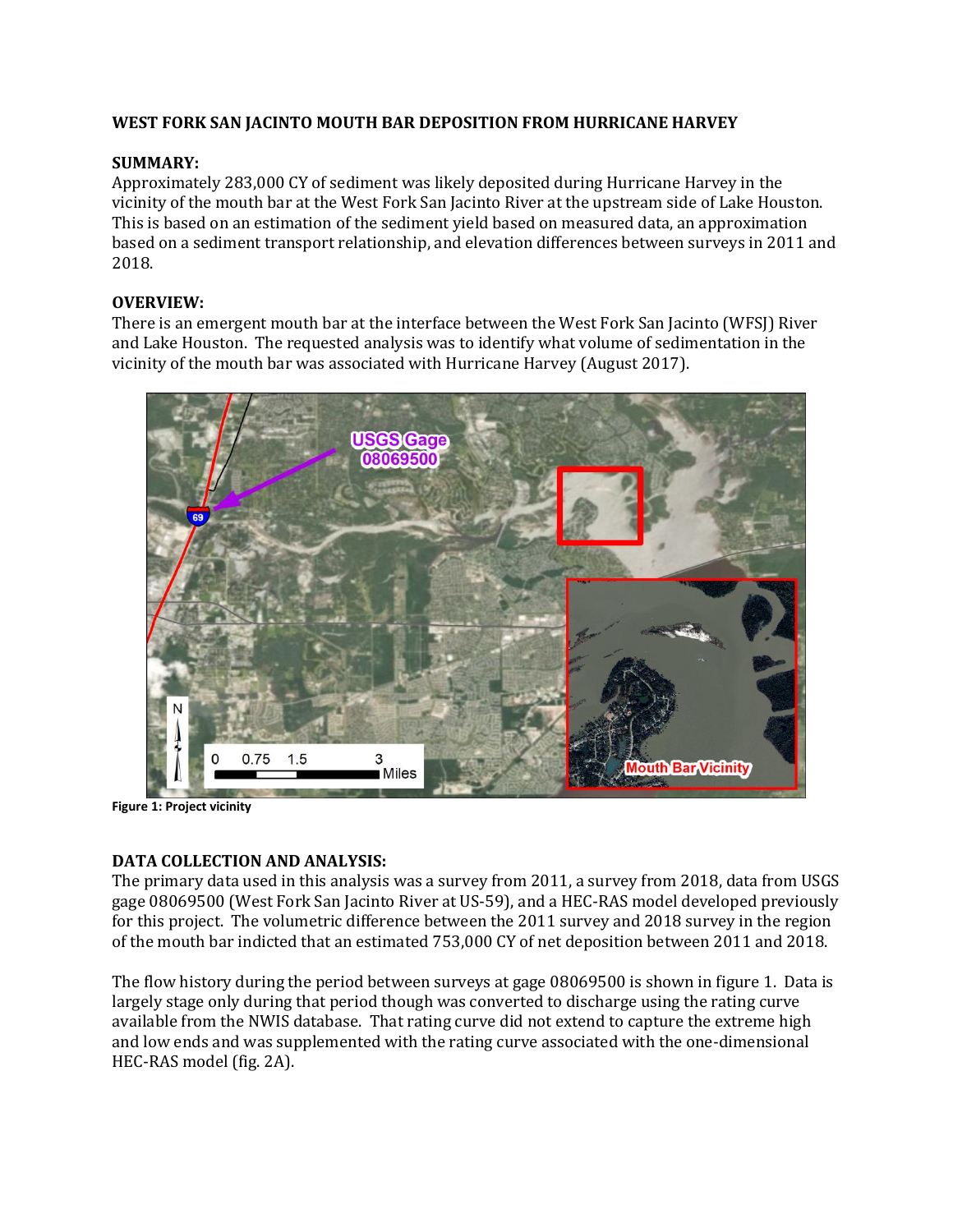**WEST FORK SAN JACINTO MOUTH BAR DEPOSITION FROM HURRICANE HARVEY**

**SUMMARY:**

Approximately 283,000 CY of sediment was likely deposited during Hurricane Harvey in the vicinity of the mouth bar at the West Fork San Jacinto River at the upstream side of Lake Houston. This is based on an estimation of the sediment yield based on measured data, an approximation based on a sediment transport relationship, and elevation differences between surveys in 2011 and 2018.

**OVERVIEW:**

There is an emergent mouth bar at the interface between the West Fork San Jacinto (WFSJ) River and Lake Houston. The requested analysis was to identify what volume of sedimentation in the vicinity of the mouth bar was associated with Hurricane Harvey (August 2017).

**Figure 1: Project vicinity**

**DATA COLLECTION AND ANALYSIS:**

The primary data used in this analysis was a survey from 2011, a survey from 2018, data from USGS gage 08069500 (West Fork San Jacinto River at US-59), and a HEC-RAS model developed previously for this project. The volumetric difference between the 2011 survey and 2018 survey in the region of the mouth bar indicted that an estimated 753,000 CY of net deposition between 2011 and 2018.

The flow history during the period between surveys at gage 08069500 is shown in figure 1. Data is largely stage only during that period though was converted to discharge using the rating curve available from the NWIS database. That rating curve did not extend to capture the extreme high and low ends and was supplemented with the rating curve associated with the one-dimensional HEC-RAS model (fig. 2A).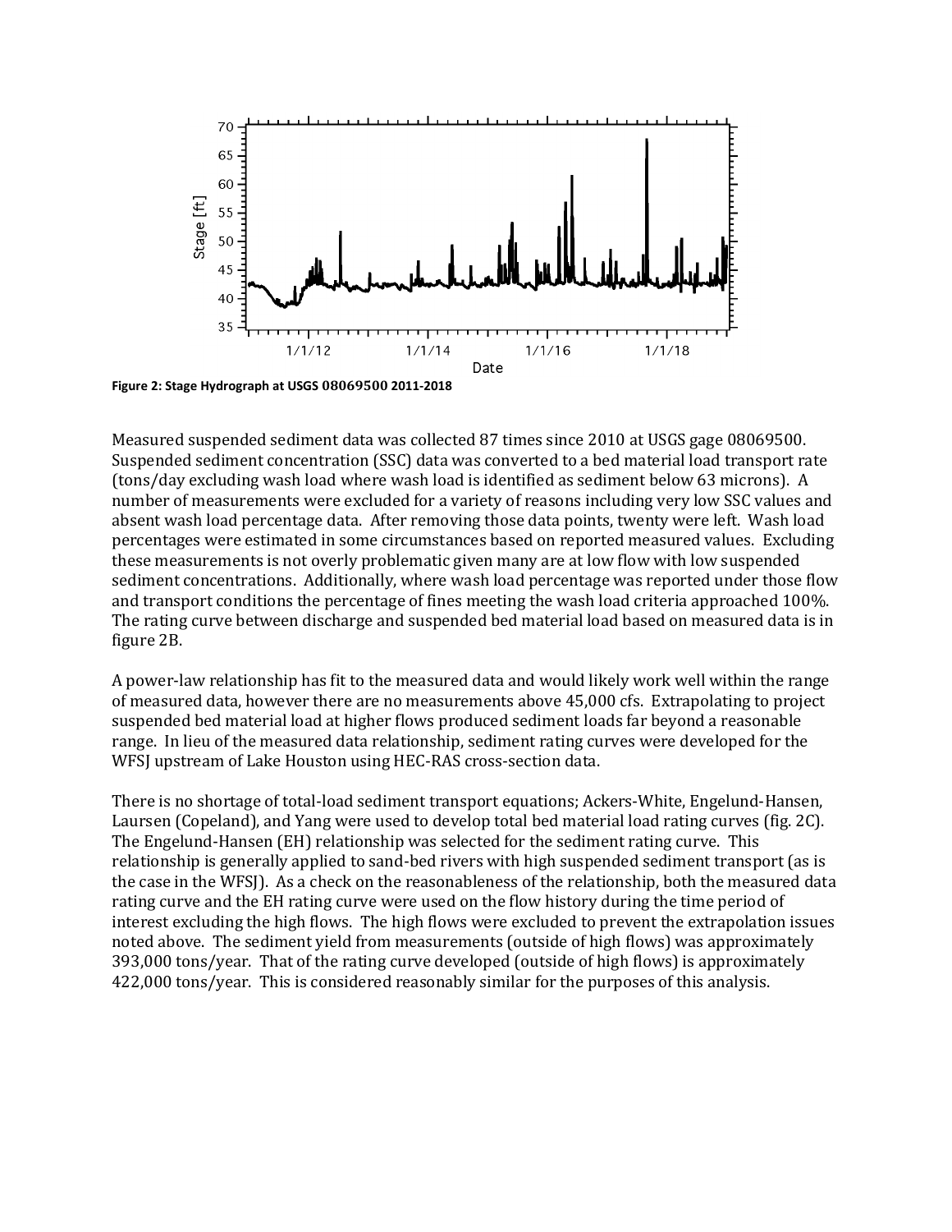**Figure 2: Stage Hydrograph at USGS 08069500 2011-2018**

Measured suspended sediment data was collected 87 times since 2010 at USGS gage 08069500. Suspended sediment concentration (SSC) data was converted to a bed material load transport rate (tons/day excluding wash load where wash load is identified as sediment below 63 microns). A number of measurements were excluded for a variety of reasons including very low SSC values and absent wash load percentage data. After removing those data points, twenty were left. Wash load percentages were estimated in some circumstances based on reported measured values. Excluding these measurements is not overly problematic given many are at low flow with low suspended sediment concentrations. Additionally, where wash load percentage was reported under those flow and transport conditions the percentage of fines meeting the wash load criteria approached 100%. The rating curve between discharge and suspended bed material load based on measured data is in figure 2B.

A power-law relationship has fit to the measured data and would likely work well within the range of measured data, however there are no measurements above 45,000 cfs. Extrapolating to project suspended bed material load at higher flows produced sediment loads far beyond a reasonable range. In lieu of the measured data relationship, sediment rating curves were developed for the WFSJ upstream of Lake Houston using HEC-RAS cross-section data.

There is no shortage of total-load sediment transport equations; Ackers-White, Engelund-Hansen, Laursen (Copeland), and Yang were used to develop total bed material load rating curves (fig. 2C). The Engelund-Hansen (EH) relationship was selected for the sediment rating curve. This relationship is generally applied to sand-bed rivers with high suspended sediment transport (as is the case in the WFSJ). As a check on the reasonableness of the relationship, both the measured data rating curve and the EH rating curve were used on the flow history during the time period of interest excluding the high flows. The high flows were excluded to prevent the extrapolation issues noted above. The sediment yield from measurements (outside of high flows) was approximately 393,000 tons/year. That of the rating curve developed (outside of high flows) is approximately 422,000 tons/year. This is considered reasonably similar for the purposes of this analysis.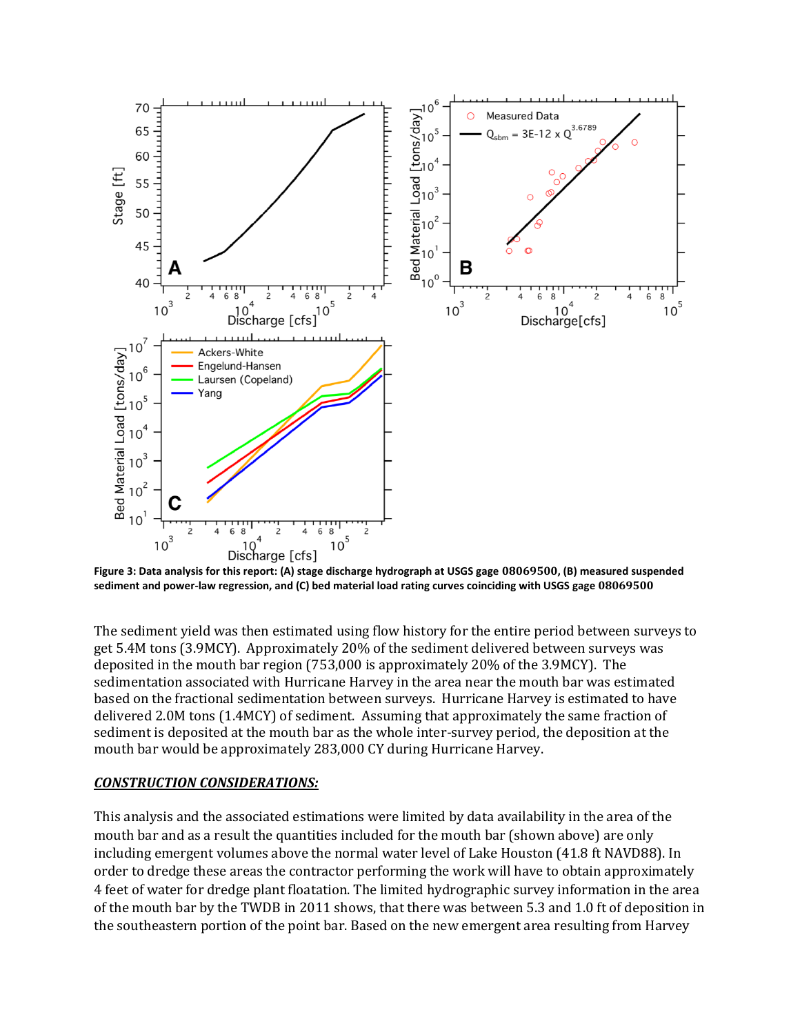**Figure 3: Data analysis for this report: (A) stage discharge hydrograph at USGS gage 08069500, (B) measured suspended sediment and power-law regression, and (C) bed material load rating curves coinciding with USGS gage 08069500**

The sediment yield was then estimated using flow history for the entire period between surveys to get 5.4M tons (3.9MCY). Approximately 20% of the sediment delivered between surveys was deposited in the mouth bar region (753,000 is approximately 20% of the 3.9MCY). The sedimentation associated with Hurricane Harvey in the area near the mouth bar was estimated based on the fractional sedimentation between surveys. Hurricane Harvey is estimated to have delivered 2.0M tons (1.4MCY) of sediment. Assuming that approximately the same fraction of sediment is deposited at the mouth bar as the whole inter-survey period, the deposition at the mouth bar would be approximately 283,000 CY during Hurricane Harvey.

***CONSTRUCTION CONSIDERATIONS:***

This analysis and the associated estimations were limited by data availability in the area of the mouth bar and as a result the quantities included for the mouth bar (shown above) are only including emergent volumes above the normal water level of Lake Houston (41.8 ft NAVD88). In order to dredge these areas the contractor performing the work will have to obtain approximately 4 feet of water for dredge plant floatation. The limited hydrographic survey information in the area of the mouth bar by the TWDB in 2011 shows, that there was between 5.3 and 1.0 ft of deposition in the southeastern portion of the point bar. Based on the new emergent area resulting from Harvey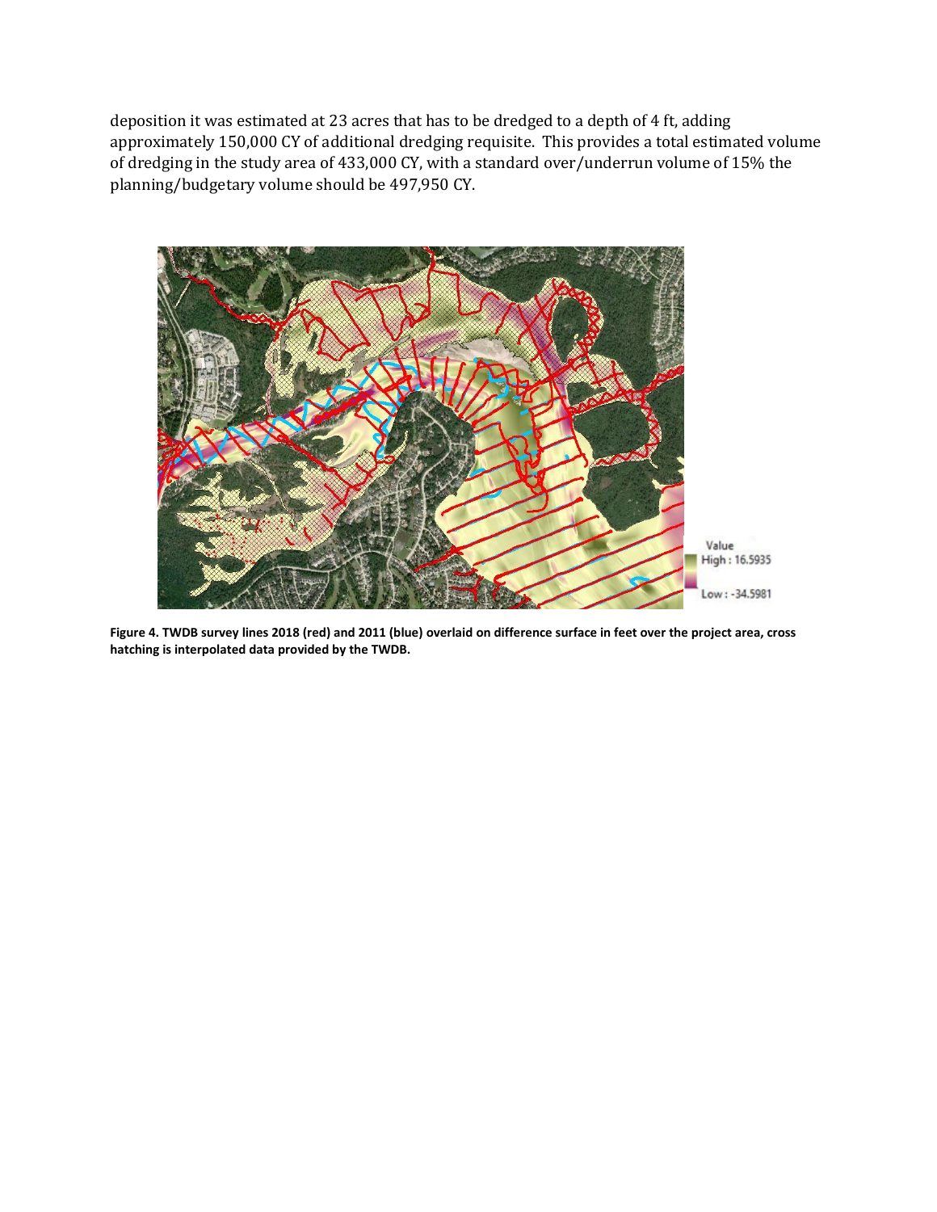deposition it was estimated at 23 acres that has to be dredged to a depth of 4 ft, adding approximately 150,000 CY of additional dredging requisite. This provides a total estimated volume of dredging in the study area of 433,000 CY, with a standard over/underrun volume of 15% the planning/budgetary volume should be 497,950 CY.

Value
High : 16.5935
Low : -34.5981

**Figure 4. TWDB survey lines 2018 (red) and 2011 (blue) overlaid on difference surface in feet over the project area, cross hatching is interpolated data provided by the TWDB.**